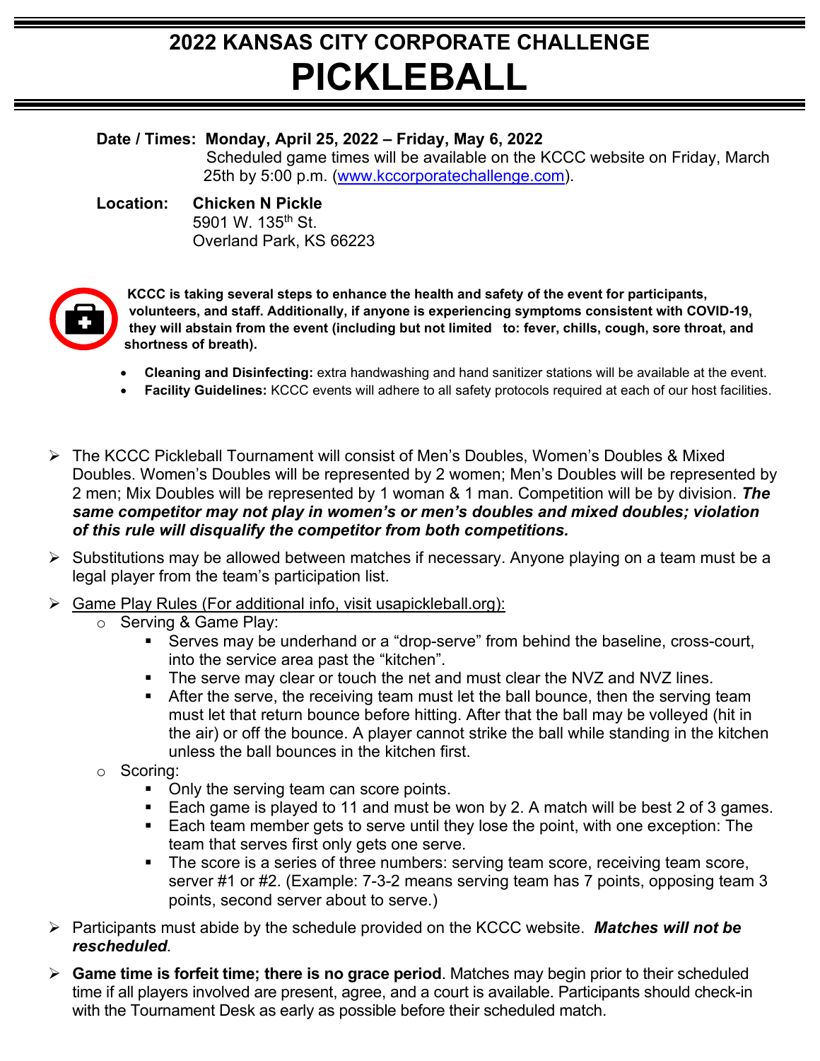# 2022 KANSAS CITY CORPORATE CHALLENGE
# PICKLEBALL

**Date / Times:** **Monday, April 25, 2022 – Friday, May 6, 2022**
Scheduled game times will be available on the KCCC website on Friday, March 25th by 5:00 p.m. (www.kccorporatechallenge.com).

**Location:** **Chicken N Pickle**
5901 W. 135th St.
Overland Park, KS 66223

**KCCC is taking several steps to enhance the health and safety of the event for participants, volunteers, and staff. Additionally, if anyone is experiencing symptoms consistent with COVID-19, they will abstain from the event (including but not limited to: fever, chills, cough, sore throat, and shortness of breath).**

- **Cleaning and Disinfecting:** extra handwashing and hand sanitizer stations will be available at the event.
- **Facility Guidelines:** KCCC events will adhere to all safety protocols required at each of our host facilities.

- The KCCC Pickleball Tournament will consist of Men's Doubles, Women's Doubles & Mixed Doubles. Women's Doubles will be represented by 2 women; Men's Doubles will be represented by 2 men; Mix Doubles will be represented by 1 woman & 1 man. Competition will be by division. ***The same competitor may not play in women's or men's doubles and mixed doubles; violation of this rule will disqualify the competitor from both competitions.***
- Substitutions may be allowed between matches if necessary. Anyone playing on a team must be a legal player from the team's participation list.
- Game Play Rules (For additional info, visit usapickleball.org):
  - Serving & Game Play:
    - Serves may be underhand or a "drop-serve" from behind the baseline, cross-court, into the service area past the "kitchen".
    - The serve may clear or touch the net and must clear the NVZ and NVZ lines.
    - After the serve, the receiving team must let the ball bounce, then the serving team must let that return bounce before hitting. After that the ball may be volleyed (hit in the air) or off the bounce. A player cannot strike the ball while standing in the kitchen unless the ball bounces in the kitchen first.
  - Scoring:
    - Only the serving team can score points.
    - Each game is played to 11 and must be won by 2. A match will be best 2 of 3 games.
    - Each team member gets to serve until they lose the point, with one exception: The team that serves first only gets one serve.
    - The score is a series of three numbers: serving team score, receiving team score, server #1 or #2. (Example: 7-3-2 means serving team has 7 points, opposing team 3 points, second server about to serve.)
- Participants must abide by the schedule provided on the KCCC website. ***Matches will not be rescheduled.***
- **Game time is forfeit time; there is no grace period**. Matches may begin prior to their scheduled time if all players involved are present, agree, and a court is available. Participants should check-in with the Tournament Desk as early as possible before their scheduled match.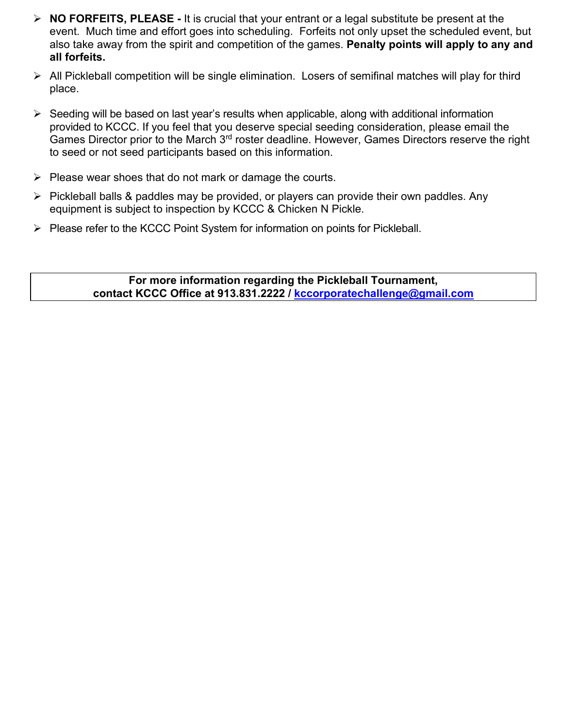- **NO FORFEITS, PLEASE -** It is crucial that your entrant or a legal substitute be present at the event. Much time and effort goes into scheduling. Forfeits not only upset the scheduled event, but also take away from the spirit and competition of the games. **Penalty points will apply to any and all forfeits.**
- All Pickleball competition will be single elimination. Losers of semifinal matches will play for third place.
- Seeding will be based on last year's results when applicable, along with additional information provided to KCCC. If you feel that you deserve special seeding consideration, please email the Games Director prior to the March 3rd roster deadline. However, Games Directors reserve the right to seed or not seed participants based on this information.
- Please wear shoes that do not mark or damage the courts.
- Pickleball balls & paddles may be provided, or players can provide their own paddles. Any equipment is subject to inspection by KCCC & Chicken N Pickle.
- Please refer to the KCCC Point System for information on points for Pickleball.

**For more information regarding the Pickleball Tournament, contact KCCC Office at 913.831.2222 / kccorporatechallenge@gmail.com**